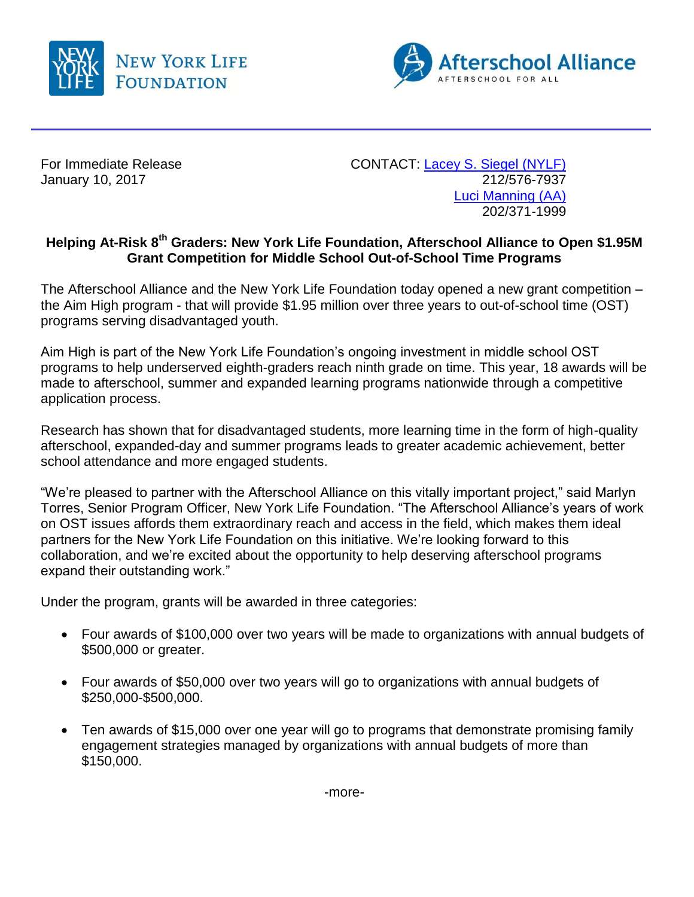NEW YORK LIFE FOUNDATION

Afterschool Alliance
AFTERSCHOOL FOR ALL

For Immediate Release
January 10, 2017

CONTACT: Lacey S. Siegel (NYLF)
212/576-7937
Luci Manning (AA)
202/371-1999

**Helping At-Risk 8th Graders: New York Life Foundation, Afterschool Alliance to Open $1.95M Grant Competition for Middle School Out-of-School Time Programs**

The Afterschool Alliance and the New York Life Foundation today opened a new grant competition – the Aim High program - that will provide $1.95 million over three years to out-of-school time (OST) programs serving disadvantaged youth.

Aim High is part of the New York Life Foundation's ongoing investment in middle school OST programs to help underserved eighth-graders reach ninth grade on time. This year, 18 awards will be made to afterschool, summer and expanded learning programs nationwide through a competitive application process.

Research has shown that for disadvantaged students, more learning time in the form of high-quality afterschool, expanded-day and summer programs leads to greater academic achievement, better school attendance and more engaged students.

"We're pleased to partner with the Afterschool Alliance on this vitally important project," said Marlyn Torres, Senior Program Officer, New York Life Foundation. "The Afterschool Alliance's years of work on OST issues affords them extraordinary reach and access in the field, which makes them ideal partners for the New York Life Foundation on this initiative. We're looking forward to this collaboration, and we're excited about the opportunity to help deserving afterschool programs expand their outstanding work."

Under the program, grants will be awarded in three categories:

- Four awards of $100,000 over two years will be made to organizations with annual budgets of $500,000 or greater.
- Four awards of $50,000 over two years will go to organizations with annual budgets of $250,000-$500,000.
- Ten awards of $15,000 over one year will go to programs that demonstrate promising family engagement strategies managed by organizations with annual budgets of more than $150,000.

-more-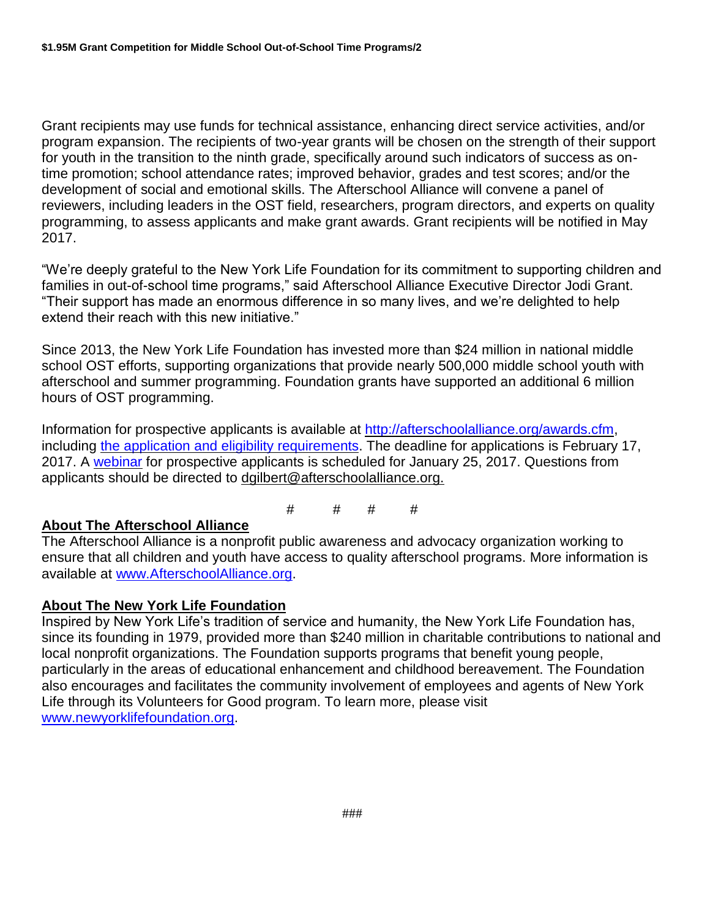Grant recipients may use funds for technical assistance, enhancing direct service activities, and/or program expansion. The recipients of two-year grants will be chosen on the strength of their support for youth in the transition to the ninth grade, specifically around such indicators of success as on-time promotion; school attendance rates; improved behavior, grades and test scores; and/or the development of social and emotional skills. The Afterschool Alliance will convene a panel of reviewers, including leaders in the OST field, researchers, program directors, and experts on quality programming, to assess applicants and make grant awards. Grant recipients will be notified in May 2017.

"We're deeply grateful to the New York Life Foundation for its commitment to supporting children and families in out-of-school time programs," said Afterschool Alliance Executive Director Jodi Grant. "Their support has made an enormous difference in so many lives, and we're delighted to help extend their reach with this new initiative."

Since 2013, the New York Life Foundation has invested more than $24 million in national middle school OST efforts, supporting organizations that provide nearly 500,000 middle school youth with afterschool and summer programming. Foundation grants have supported an additional 6 million hours of OST programming.

Information for prospective applicants is available at http://afterschoolalliance.org/awards.cfm, including the application and eligibility requirements. The deadline for applications is February 17, 2017. A webinar for prospective applicants is scheduled for January 25, 2017. Questions from applicants should be directed to dgilbert@afterschoolalliance.org.

# # # #

**About The Afterschool Alliance**

The Afterschool Alliance is a nonprofit public awareness and advocacy organization working to ensure that all children and youth have access to quality afterschool programs. More information is available at www.AfterschoolAlliance.org.

**About The New York Life Foundation**

Inspired by New York Life's tradition of service and humanity, the New York Life Foundation has, since its founding in 1979, provided more than $240 million in charitable contributions to national and local nonprofit organizations. The Foundation supports programs that benefit young people, particularly in the areas of educational enhancement and childhood bereavement. The Foundation also encourages and facilitates the community involvement of employees and agents of New York Life through its Volunteers for Good program. To learn more, please visit www.newyorklifefoundation.org.

###